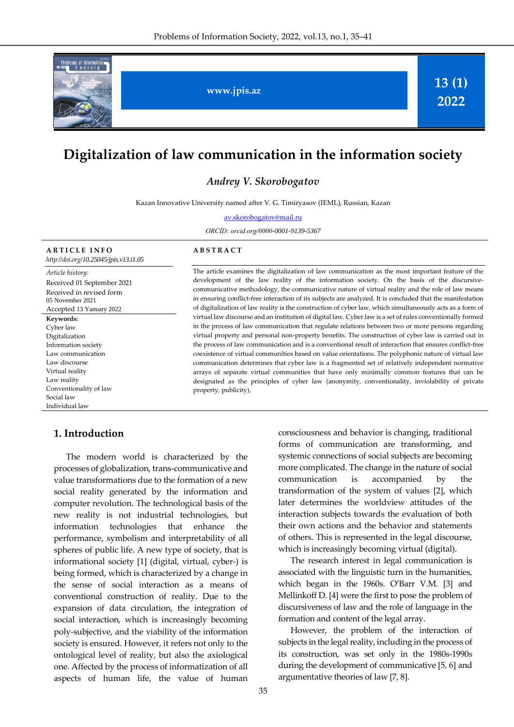# Digitalization of law communication in the information society

*Andrey V. Skorobogatov*

Kazan Innovative University named after V. G. Timiryasov (IEML), Russian, Kazan

av.skorobogatov@mail.ru

*ORCİD: orcid.org/0000-0001-9139-5367*

**ARTICLE INFO**

*http://doi.org/10.25045/jpis.v13.i1.05*

*Article history:*
Received 01 September 2021
Received in revised form 05 November 2021
Accepted 13 Yanuary 2022

**Keywords:**
Cyber law
Digitalization
Information society
Law communication
Law discourse
Virtual reality
Law reality
Conventionality of law
Social law
Individual law

**ABSTRACT**

The article examines the digitalization of law communication as the most important feature of the development of the law reality of the information society. On the basis of the discursive-communicative methodology, the communicative nature of virtual reality and the role of law means in ensuring conflict-free interaction of its subjects are analyzed. It is concluded that the manifestation of digitalization of law reality is the construction of cyber law, which simultaneously acts as a form of virtual law discourse and an institution of digital law. Cyber law is a set of rules conventionally formed in the process of law communication that regulate relations between two or more persons regarding virtual property and personal non-property benefits. The construction of cyber law is carried out in the process of law communication and is a conventional result of interaction that ensures conflict-free coexistence of virtual communities based on value orientations. The polyphonic nature of virtual law communication determines that cyber law is a fragmented set of relatively independent normative arrays of separate virtual communities that have only minimally common features that can be designated as the principles of cyber law (anonymity, conventionality, inviolability of private property, publicity).

## 1. Introduction

The modern world is characterized by the processes of globalization, trans-communicative and value transformations due to the formation of a new social reality generated by the information and computer revolution. The technological basis of the new reality is not industrial technologies, but information technologies that enhance the performance, symbolism and interpretability of all spheres of public life. A new type of society, that is informational society [1] (digital, virtual, cyber-) is being formed, which is characterized by a change in the sense of social interaction as a means of conventional construction of reality. Due to the expansion of data circulation, the integration of social interaction, which is increasingly becoming poly-subjective, and the viability of the information society is ensured. However, it refers not only to the ontological level of reality, but also the axiological one. Affected by the process of informatization of all aspects of human life, the value of human consciousness and behavior is changing, traditional forms of communication are transforming, and systemic connections of social subjects are becoming more complicated. The change in the nature of social communication is accompanied by the transformation of the system of values [2], which later determines the worldview attitudes of the interaction subjects towards the evaluation of both their own actions and the behavior and statements of others. This is represented in the legal discourse, which is increasingly becoming virtual (digital).

The research interest in legal communication is associated with the linguistic turn in the humanities, which began in the 1960s. O'Barr V.M. [3] and Mellinkoff D. [4] were the first to pose the problem of discursiveness of law and the role of language in the formation and content of the legal array.

However, the problem of the interaction of subjects in the legal reality, including in the process of its construction, was set only in the 1980s-1990s during the development of communicative [5, 6] and argumentative theories of law [7, 8].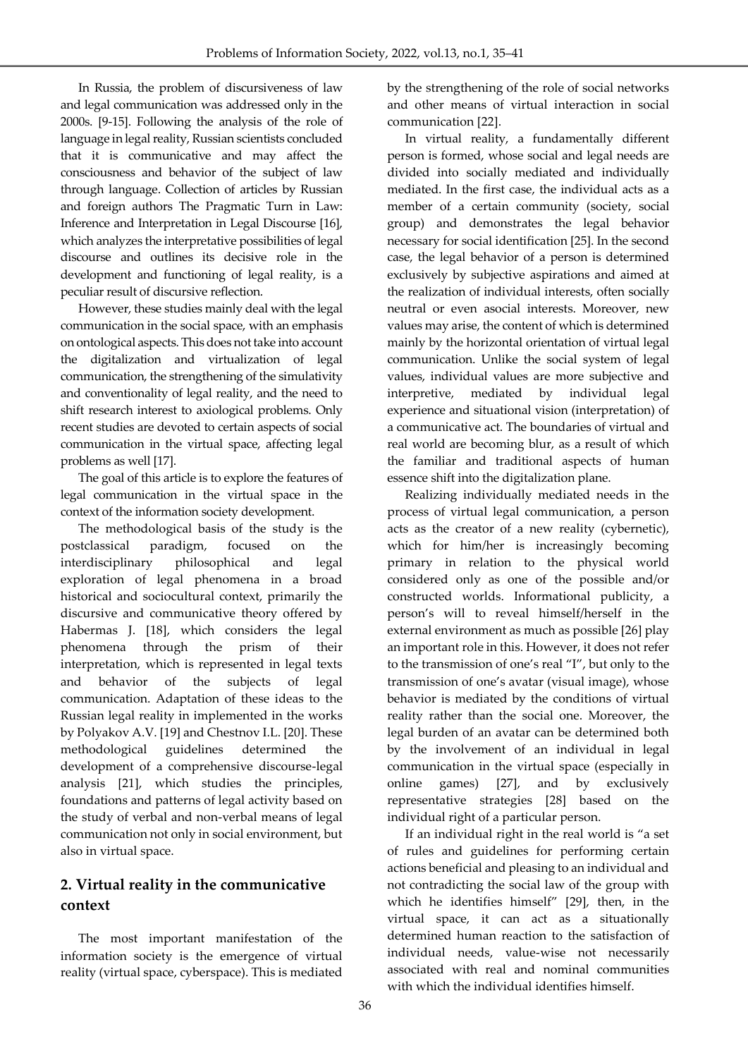In Russia, the problem of discursiveness of law and legal communication was addressed only in the 2000s. [9-15]. Following the analysis of the role of language in legal reality, Russian scientists concluded that it is communicative and may affect the consciousness and behavior of the subject of law through language. Collection of articles by Russian and foreign authors The Pragmatic Turn in Law: Inference and Interpretation in Legal Discourse [16], which analyzes the interpretative possibilities of legal discourse and outlines its decisive role in the development and functioning of legal reality, is a peculiar result of discursive reflection.

However, these studies mainly deal with the legal communication in the social space, with an emphasis on ontological aspects. This does not take into account the digitalization and virtualization of legal communication, the strengthening of the simulativity and conventionality of legal reality, and the need to shift research interest to axiological problems. Only recent studies are devoted to certain aspects of social communication in the virtual space, affecting legal problems as well [17].

The goal of this article is to explore the features of legal communication in the virtual space in the context of the information society development.

The methodological basis of the study is the postclassical paradigm, focused on the interdisciplinary philosophical and legal exploration of legal phenomena in a broad historical and sociocultural context, primarily the discursive and communicative theory offered by Habermas J. [18], which considers the legal phenomena through the prism of their interpretation, which is represented in legal texts and behavior of the subjects of legal communication. Adaptation of these ideas to the Russian legal reality in implemented in the works by Polyakov A.V. [19] and Chestnov I.L. [20]. These methodological guidelines determined the development of a comprehensive discourse-legal analysis [21], which studies the principles, foundations and patterns of legal activity based on the study of verbal and non-verbal means of legal communication not only in social environment, but also in virtual space.

## 2. Virtual reality in the communicative context

The most important manifestation of the information society is the emergence of virtual reality (virtual space, cyberspace). This is mediated by the strengthening of the role of social networks and other means of virtual interaction in social communication [22].

In virtual reality, a fundamentally different person is formed, whose social and legal needs are divided into socially mediated and individually mediated. In the first case, the individual acts as a member of a certain community (society, social group) and demonstrates the legal behavior necessary for social identification [25]. In the second case, the legal behavior of a person is determined exclusively by subjective aspirations and aimed at the realization of individual interests, often socially neutral or even asocial interests. Moreover, new values may arise, the content of which is determined mainly by the horizontal orientation of virtual legal communication. Unlike the social system of legal values, individual values are more subjective and interpretive, mediated by individual legal experience and situational vision (interpretation) of a communicative act. The boundaries of virtual and real world are becoming blur, as a result of which the familiar and traditional aspects of human essence shift into the digitalization plane.

Realizing individually mediated needs in the process of virtual legal communication, a person acts as the creator of a new reality (cybernetic), which for him/her is increasingly becoming primary in relation to the physical world considered only as one of the possible and/or constructed worlds. Informational publicity, a person's will to reveal himself/herself in the external environment as much as possible [26] play an important role in this. However, it does not refer to the transmission of one's real "I", but only to the transmission of one's avatar (visual image), whose behavior is mediated by the conditions of virtual reality rather than the social one. Moreover, the legal burden of an avatar can be determined both by the involvement of an individual in legal communication in the virtual space (especially in online games) [27], and by exclusively representative strategies [28] based on the individual right of a particular person.

If an individual right in the real world is "a set of rules and guidelines for performing certain actions beneficial and pleasing to an individual and not contradicting the social law of the group with which he identifies himself" [29], then, in the virtual space, it can act as a situationally determined human reaction to the satisfaction of individual needs, value-wise not necessarily associated with real and nominal communities with which the individual identifies himself.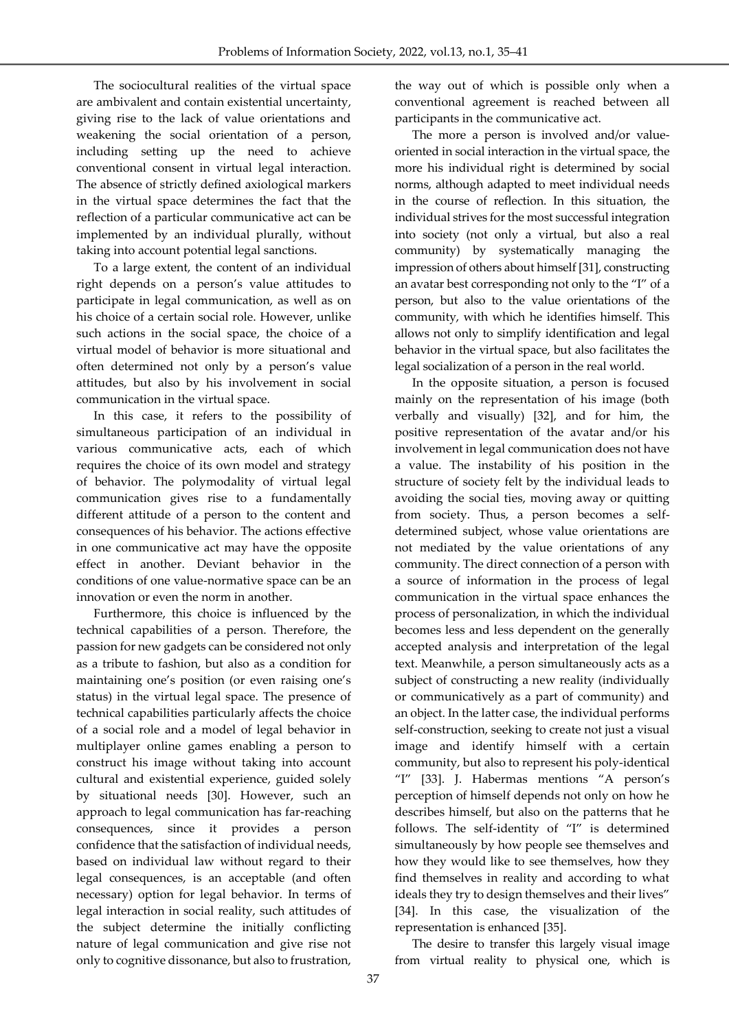The sociocultural realities of the virtual space are ambivalent and contain existential uncertainty, giving rise to the lack of value orientations and weakening the social orientation of a person, including setting up the need to achieve conventional consent in virtual legal interaction. The absence of strictly defined axiological markers in the virtual space determines the fact that the reflection of a particular communicative act can be implemented by an individual plurally, without taking into account potential legal sanctions.

To a large extent, the content of an individual right depends on a person's value attitudes to participate in legal communication, as well as on his choice of a certain social role. However, unlike such actions in the social space, the choice of a virtual model of behavior is more situational and often determined not only by a person's value attitudes, but also by his involvement in social communication in the virtual space.

In this case, it refers to the possibility of simultaneous participation of an individual in various communicative acts, each of which requires the choice of its own model and strategy of behavior. The polymodality of virtual legal communication gives rise to a fundamentally different attitude of a person to the content and consequences of his behavior. The actions effective in one communicative act may have the opposite effect in another. Deviant behavior in the conditions of one value-normative space can be an innovation or even the norm in another.

Furthermore, this choice is influenced by the technical capabilities of a person. Therefore, the passion for new gadgets can be considered not only as a tribute to fashion, but also as a condition for maintaining one's position (or even raising one's status) in the virtual legal space. The presence of technical capabilities particularly affects the choice of a social role and a model of legal behavior in multiplayer online games enabling a person to construct his image without taking into account cultural and existential experience, guided solely by situational needs [30]. However, such an approach to legal communication has far-reaching consequences, since it provides a person confidence that the satisfaction of individual needs, based on individual law without regard to their legal consequences, is an acceptable (and often necessary) option for legal behavior. In terms of legal interaction in social reality, such attitudes of the subject determine the initially conflicting nature of legal communication and give rise not only to cognitive dissonance, but also to frustration, the way out of which is possible only when a conventional agreement is reached between all participants in the communicative act.

The more a person is involved and/or value-oriented in social interaction in the virtual space, the more his individual right is determined by social norms, although adapted to meet individual needs in the course of reflection. In this situation, the individual strives for the most successful integration into society (not only a virtual, but also a real community) by systematically managing the impression of others about himself [31], constructing an avatar best corresponding not only to the "I" of a person, but also to the value orientations of the community, with which he identifies himself. This allows not only to simplify identification and legal behavior in the virtual space, but also facilitates the legal socialization of a person in the real world.

In the opposite situation, a person is focused mainly on the representation of his image (both verbally and visually) [32], and for him, the positive representation of the avatar and/or his involvement in legal communication does not have a value. The instability of his position in the structure of society felt by the individual leads to avoiding the social ties, moving away or quitting from society. Thus, a person becomes a self-determined subject, whose value orientations are not mediated by the value orientations of any community. The direct connection of a person with a source of information in the process of legal communication in the virtual space enhances the process of personalization, in which the individual becomes less and less dependent on the generally accepted analysis and interpretation of the legal text. Meanwhile, a person simultaneously acts as a subject of constructing a new reality (individually or communicatively as a part of community) and an object. In the latter case, the individual performs self-construction, seeking to create not just a visual image and identify himself with a certain community, but also to represent his poly-identical "I" [33]. J. Habermas mentions "A person's perception of himself depends not only on how he describes himself, but also on the patterns that he follows. The self-identity of "I" is determined simultaneously by how people see themselves and how they would like to see themselves, how they find themselves in reality and according to what ideals they try to design themselves and their lives" [34]. In this case, the visualization of the representation is enhanced [35].

The desire to transfer this largely visual image from virtual reality to physical one, which is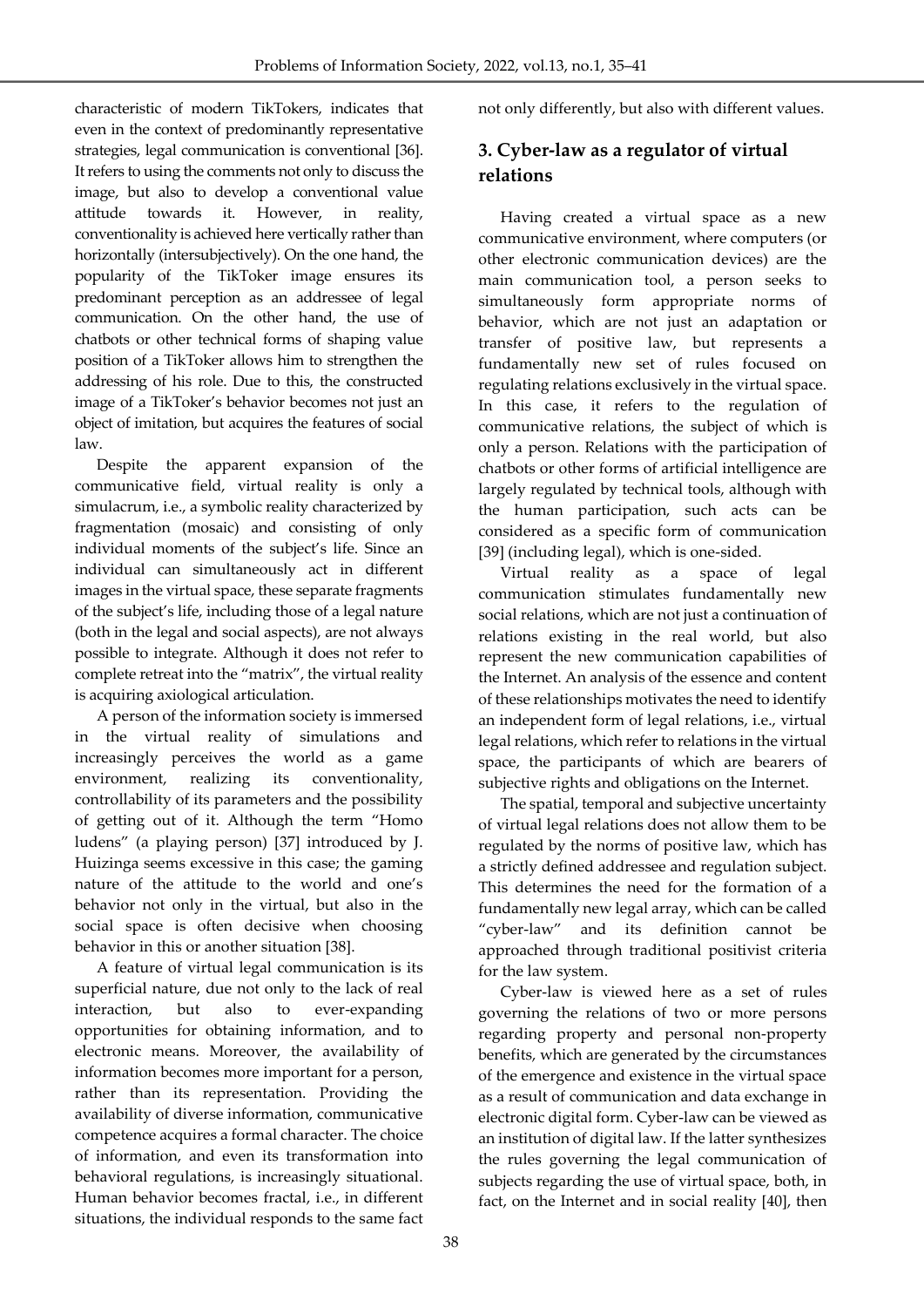characteristic of modern TikTokers, indicates that even in the context of predominantly representative strategies, legal communication is conventional [36]. It refers to using the comments not only to discuss the image, but also to develop a conventional value attitude towards it. However, in reality, conventionality is achieved here vertically rather than horizontally (intersubjectively). On the one hand, the popularity of the TikToker image ensures its predominant perception as an addressee of legal communication. On the other hand, the use of chatbots or other technical forms of shaping value position of a TikToker allows him to strengthen the addressing of his role. Due to this, the constructed image of a TikToker's behavior becomes not just an object of imitation, but acquires the features of social law.

Despite the apparent expansion of the communicative field, virtual reality is only a simulacrum, i.e., a symbolic reality characterized by fragmentation (mosaic) and consisting of only individual moments of the subject's life. Since an individual can simultaneously act in different images in the virtual space, these separate fragments of the subject's life, including those of a legal nature (both in the legal and social aspects), are not always possible to integrate. Although it does not refer to complete retreat into the "matrix", the virtual reality is acquiring axiological articulation.

A person of the information society is immersed in the virtual reality of simulations and increasingly perceives the world as a game environment, realizing its conventionality, controllability of its parameters and the possibility of getting out of it. Although the term "Homo ludens" (a playing person) [37] introduced by J. Huizinga seems excessive in this case; the gaming nature of the attitude to the world and one's behavior not only in the virtual, but also in the social space is often decisive when choosing behavior in this or another situation [38].

A feature of virtual legal communication is its superficial nature, due not only to the lack of real interaction, but also to ever-expanding opportunities for obtaining information, and to electronic means. Moreover, the availability of information becomes more important for a person, rather than its representation. Providing the availability of diverse information, communicative competence acquires a formal character. The choice of information, and even its transformation into behavioral regulations, is increasingly situational. Human behavior becomes fractal, i.e., in different situations, the individual responds to the same fact not only differently, but also with different values.

## 3. Cyber-law as a regulator of virtual relations

Having created a virtual space as a new communicative environment, where computers (or other electronic communication devices) are the main communication tool, a person seeks to simultaneously form appropriate norms of behavior, which are not just an adaptation or transfer of positive law, but represents a fundamentally new set of rules focused on regulating relations exclusively in the virtual space. In this case, it refers to the regulation of communicative relations, the subject of which is only a person. Relations with the participation of chatbots or other forms of artificial intelligence are largely regulated by technical tools, although with the human participation, such acts can be considered as a specific form of communication [39] (including legal), which is one-sided.

Virtual reality as a space of legal communication stimulates fundamentally new social relations, which are not just a continuation of relations existing in the real world, but also represent the new communication capabilities of the Internet. An analysis of the essence and content of these relationships motivates the need to identify an independent form of legal relations, i.e., virtual legal relations, which refer to relations in the virtual space, the participants of which are bearers of subjective rights and obligations on the Internet.

The spatial, temporal and subjective uncertainty of virtual legal relations does not allow them to be regulated by the norms of positive law, which has a strictly defined addressee and regulation subject. This determines the need for the formation of a fundamentally new legal array, which can be called "cyber-law" and its definition cannot be approached through traditional positivist criteria for the law system.

Cyber-law is viewed here as a set of rules governing the relations of two or more persons regarding property and personal non-property benefits, which are generated by the circumstances of the emergence and existence in the virtual space as a result of communication and data exchange in electronic digital form. Cyber-law can be viewed as an institution of digital law. If the latter synthesizes the rules governing the legal communication of subjects regarding the use of virtual space, both, in fact, on the Internet and in social reality [40], then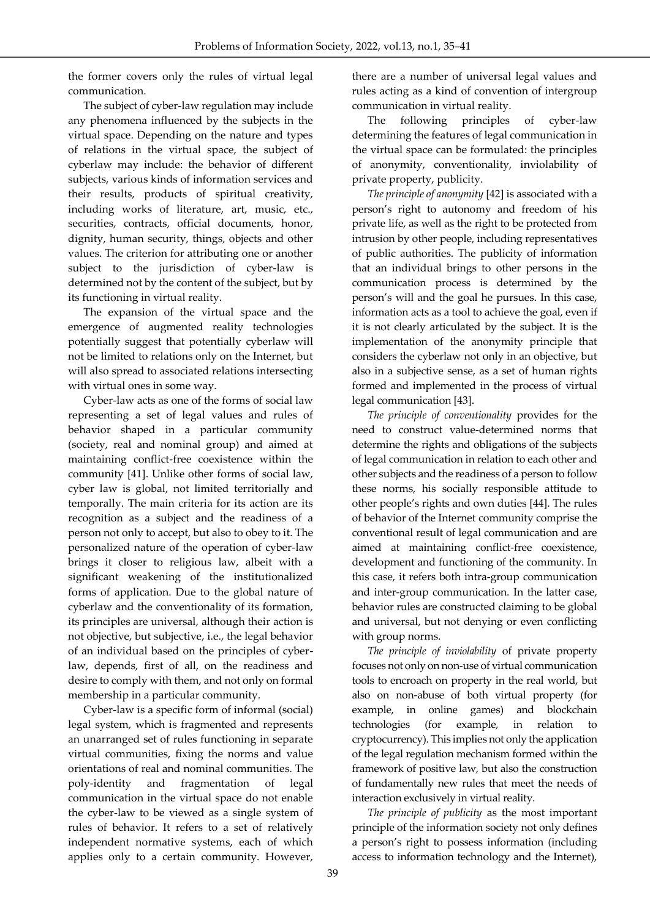the former covers only the rules of virtual legal communication.

The subject of cyber-law regulation may include any phenomena influenced by the subjects in the virtual space. Depending on the nature and types of relations in the virtual space, the subject of cyberlaw may include: the behavior of different subjects, various kinds of information services and their results, products of spiritual creativity, including works of literature, art, music, etc., securities, contracts, official documents, honor, dignity, human security, things, objects and other values. The criterion for attributing one or another subject to the jurisdiction of cyber-law is determined not by the content of the subject, but by its functioning in virtual reality.

The expansion of the virtual space and the emergence of augmented reality technologies potentially suggest that potentially cyberlaw will not be limited to relations only on the Internet, but will also spread to associated relations intersecting with virtual ones in some way.

Cyber-law acts as one of the forms of social law representing a set of legal values and rules of behavior shaped in a particular community (society, real and nominal group) and aimed at maintaining conflict-free coexistence within the community [41]. Unlike other forms of social law, cyber law is global, not limited territorially and temporally. The main criteria for its action are its recognition as a subject and the readiness of a person not only to accept, but also to obey to it. The personalized nature of the operation of cyber-law brings it closer to religious law, albeit with a significant weakening of the institutionalized forms of application. Due to the global nature of cyberlaw and the conventionality of its formation, its principles are universal, although their action is not objective, but subjective, i.e., the legal behavior of an individual based on the principles of cyber-law, depends, first of all, on the readiness and desire to comply with them, and not only on formal membership in a particular community.

Cyber-law is a specific form of informal (social) legal system, which is fragmented and represents an unarranged set of rules functioning in separate virtual communities, fixing the norms and value orientations of real and nominal communities. The poly-identity and fragmentation of legal communication in the virtual space do not enable the cyber-law to be viewed as a single system of rules of behavior. It refers to a set of relatively independent normative systems, each of which applies only to a certain community. However, there are a number of universal legal values and rules acting as a kind of convention of intergroup communication in virtual reality.

The following principles of cyber-law determining the features of legal communication in the virtual space can be formulated: the principles of anonymity, conventionality, inviolability of private property, publicity.

*The principle of anonymity* [42] is associated with a person's right to autonomy and freedom of his private life, as well as the right to be protected from intrusion by other people, including representatives of public authorities. The publicity of information that an individual brings to other persons in the communication process is determined by the person's will and the goal he pursues. In this case, information acts as a tool to achieve the goal, even if it is not clearly articulated by the subject. It is the implementation of the anonymity principle that considers the cyberlaw not only in an objective, but also in a subjective sense, as a set of human rights formed and implemented in the process of virtual legal communication [43].

*The principle of conventionality* provides for the need to construct value-determined norms that determine the rights and obligations of the subjects of legal communication in relation to each other and other subjects and the readiness of a person to follow these norms, his socially responsible attitude to other people's rights and own duties [44]. The rules of behavior of the Internet community comprise the conventional result of legal communication and are aimed at maintaining conflict-free coexistence, development and functioning of the community. In this case, it refers both intra-group communication and inter-group communication. In the latter case, behavior rules are constructed claiming to be global and universal, but not denying or even conflicting with group norms.

*The principle of inviolability* of private property focuses not only on non-use of virtual communication tools to encroach on property in the real world, but also on non-abuse of both virtual property (for example, in online games) and blockchain technologies (for example, in relation to cryptocurrency). This implies not only the application of the legal regulation mechanism formed within the framework of positive law, but also the construction of fundamentally new rules that meet the needs of interaction exclusively in virtual reality.

*The principle of publicity* as the most important principle of the information society not only defines a person's right to possess information (including access to information technology and the Internet),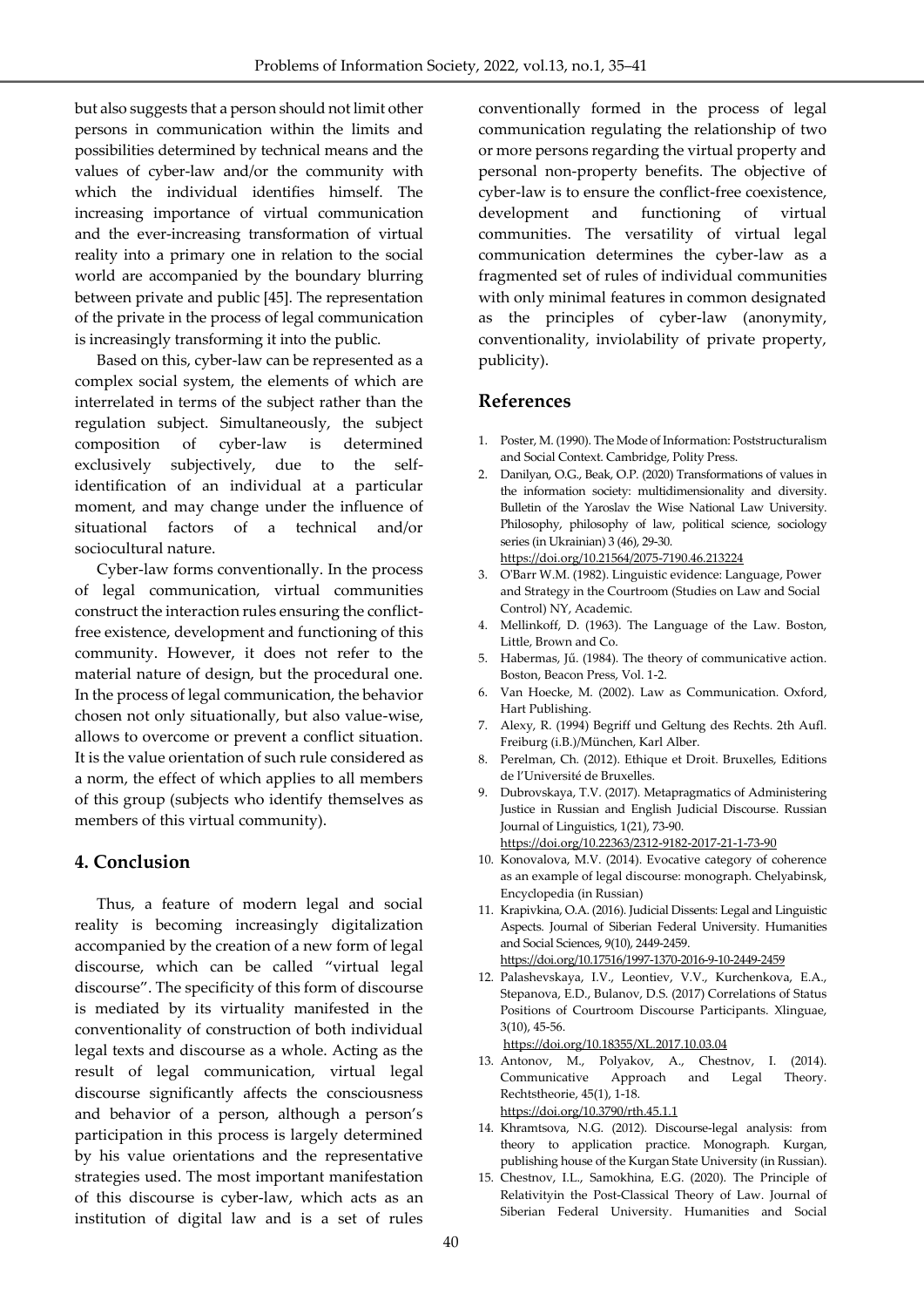but also suggests that a person should not limit other persons in communication within the limits and possibilities determined by technical means and the values of cyber-law and/or the community with which the individual identifies himself. The increasing importance of virtual communication and the ever-increasing transformation of virtual reality into a primary one in relation to the social world are accompanied by the boundary blurring between private and public [45]. The representation of the private in the process of legal communication is increasingly transforming it into the public.

Based on this, cyber-law can be represented as a complex social system, the elements of which are interrelated in terms of the subject rather than the regulation subject. Simultaneously, the subject composition of cyber-law is determined exclusively subjectively, due to the self-identification of an individual at a particular moment, and may change under the influence of situational factors of a technical and/or sociocultural nature.

Cyber-law forms conventionally. In the process of legal communication, virtual communities construct the interaction rules ensuring the conflict-free existence, development and functioning of this community. However, it does not refer to the material nature of design, but the procedural one. In the process of legal communication, the behavior chosen not only situationally, but also value-wise, allows to overcome or prevent a conflict situation. It is the value orientation of such rule considered as a norm, the effect of which applies to all members of this group (subjects who identify themselves as members of this virtual community).

## 4. Conclusion

Thus, a feature of modern legal and social reality is becoming increasingly digitalization accompanied by the creation of a new form of legal discourse, which can be called "virtual legal discourse". The specificity of this form of discourse is mediated by its virtuality manifested in the conventionality of construction of both individual legal texts and discourse as a whole. Acting as the result of legal communication, virtual legal discourse significantly affects the consciousness and behavior of a person, although a person's participation in this process is largely determined by his value orientations and the representative strategies used. The most important manifestation of this discourse is cyber-law, which acts as an institution of digital law and is a set of rules conventionally formed in the process of legal communication regulating the relationship of two or more persons regarding the virtual property and personal non-property benefits. The objective of cyber-law is to ensure the conflict-free coexistence, development and functioning of virtual communities. The versatility of virtual legal communication determines the cyber-law as a fragmented set of rules of individual communities with only minimal features in common designated as the principles of cyber-law (anonymity, conventionality, inviolability of private property, publicity).

## References

1. Poster, M. (1990). The Mode of Information: Poststructuralism and Social Context. Cambridge, Polity Press.
2. Danilyan, O.G., Beak, O.P. (2020) Transformations of values in the information society: multidimensionality and diversity. Bulletin of the Yaroslav the Wise National Law University. Philosophy, philosophy of law, political science, sociology series (in Ukrainian) 3 (46), 29-30. https://doi.org/10.21564/2075-7190.46.213224
3. O'Barr W.M. (1982). Linguistic evidence: Language, Power and Strategy in the Courtroom (Studies on Law and Social Control) NY, Academic.
4. Mellinkoff, D. (1963). The Language of the Law. Boston, Little, Brown and Co.
5. Habermas, Jű. (1984). The theory of communicative action. Boston, Beacon Press, Vol. 1-2.
6. Van Hoecke, M. (2002). Law as Communication. Oxford, Hart Publishing.
7. Alexy, R. (1994) Begriff und Geltung des Rechts. 2th Aufl. Freiburg (i.B.)/München, Karl Alber.
8. Perelman, Ch. (2012). Ethique et Droit. Bruxelles, Editions de l'Université de Bruxelles.
9. Dubrovskaya, T.V. (2017). Metapragmatics of Administering Justice in Russian and English Judicial Discourse. Russian Journal of Linguistics, 1(21), 73-90. https://doi.org/10.22363/2312-9182-2017-21-1-73-90
10. Konovalova, M.V. (2014). Evocative category of coherence as an example of legal discourse: monograph. Chelyabinsk, Encyclopedia (in Russian)
11. Krapivkina, O.A. (2016). Judicial Dissents: Legal and Linguistic Aspects. Journal of Siberian Federal University. Humanities and Social Sciences, 9(10), 2449-2459. https://doi.org/10.17516/1997-1370-2016-9-10-2449-2459
12. Palashevskaya, I.V., Leontiev, V.V., Kurchenkova, E.A., Stepanova, E.D., Bulanov, D.S. (2017) Correlations of Status Positions of Courtroom Discourse Participants. Xlinguae, 3(10), 45-56. https://doi.org/10.18355/XL.2017.10.03.04
13. Antonov, M., Polyakov, A., Chestnov, I. (2014). Communicative Approach and Legal Theory. Rechtstheorie, 45(1), 1-18. https://doi.org/10.3790/rth.45.1.1
14. Khramtsova, N.G. (2012). Discourse-legal analysis: from theory to application practice. Monograph. Kurgan, publishing house of the Kurgan State University (in Russian).
15. Chestnov, I.L., Samokhina, E.G. (2020). The Principle of Relativityin the Post-Classical Theory of Law. Journal of Siberian Federal University. Humanities and Social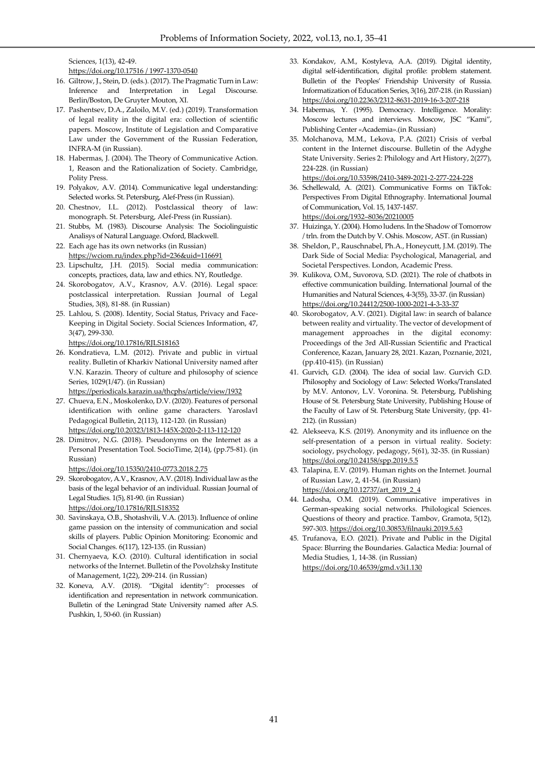Sciences, 1(13), 42-49.
https://doi.org/10.17516 / 1997-1370-0540

16. Giltrow, J., Stein, D. (eds.). (2017). The Pragmatic Turn in Law: Inference and Interpretation in Legal Discourse. Berlin/Boston, De Gruyter Mouton, XI.
17. Pashentsev, D.A., Zaloilo, M.V. (ed.) (2019). Transformation of legal reality in the digital era: collection of scientific papers. Moscow, Institute of Legislation and Comparative Law under the Government of the Russian Federation, INFRA-M (in Russian).
18. Habermas, J. (2004). The Theory of Communicative Action. 1, Reason and the Rationalization of Society. Cambridge, Polity Press.
19. Polyakov, A.V. (2014). Communicative legal understanding: Selected works. St. Petersburg, Alef-Press (in Russian).
20. Chestnov, I.L. (2012). Postclassical theory of law: monograph. St. Petersburg, Alef-Press (in Russian).
21. Stubbs, M. (1983). Discourse Analysis: The Sociolinguistic Analisys of Natural Language. Oxford, Blackwell.
22. Each age has its own networks (in Russian) https://wciom.ru/index.php?id=236&uid=116691
23. Lipschultz, J.H. (2015). Social media communication: concepts, practices, data, law and ethics. NY, Routledge.
24. Skorobogatov, A.V., Krasnov, A.V. (2016). Legal space: postclassical interpretation. Russian Journal of Legal Studies, 3(8), 81-88. (in Russian)
25. Lahlou, S. (2008). Identity, Social Status, Privacy and Face-Keeping in Digital Society. Social Sciences Information, 47, 3(47), 299-330.
https://doi.org/10.17816/RJLS18163
26. Kondratieva, L.M. (2012). Private and public in virtual reality. Bulletin of Kharkiv National University named after V.N. Karazin. Theory of culture and philosophy of science Series, 1029(1/47). (in Russian)
https://periodicals.karazin.ua/thcphs/article/view/1932
27. Chueva, E.N., Moskolenko, D.V. (2020). Features of personal identification with online game characters. Yaroslavl Pedagogical Bulletin, 2(113), 112-120. (in Russian)
https://doi.org/10.20323/1813-145X-2020-2-113-112-120
28. Dimitrov, N.G. (2018). Pseudonyms on the Internet as a Personal Presentation Tool. SocioTime, 2(14), (pp.75-81). (in Russian)
https://doi.org/10.15350/2410-0773.2018.2.75
29. Skorobogatov, A.V., Krasnov, A.V. (2018). Individual law as the basis of the legal behavior of an individual. Russian Journal of Legal Studies. 1(5), 81-90. (in Russian)
https://doi.org/10.17816/RJLS18352
30. Savinskaya, O.B., Shotashvili, V.A. (2013). Influence of online game passion on the intensity of communication and social skills of players. Public Opinion Monitoring: Economic and Social Changes. 6(117), 123-135. (in Russian)
31. Chernyaeva, K.O. (2010). Cultural identification in social networks of the Internet. Bulletin of the Povolzhsky Institute of Management, 1(22), 209-214. (in Russian)
32. Koneva, A.V. (2018). "Digital identity": processes of identification and representation in network communication. Bulletin of the Leningrad State University named after A.S. Pushkin, 1, 50-60. (in Russian)
33. Kondakov, A.M., Kostyleva, A.A. (2019). Digital identity, digital self-identification, digital profile: problem statement. Bulletin of the Peoples' Friendship University of Russia. Informatization of Education Series, 3(16), 207-218. (in Russian)
https://doi.org/10.22363/2312-8631-2019-16-3-207-218
34. Habermas, Y. (1995). Democracy. Intelligence. Morality: Moscow lectures and interviews. Moscow, JSC "Kami", Publishing Center «Academia».(in Russian)
35. Molchanova, M.M., Lekova, P.A. (2021) Crisis of verbal content in the Internet discourse. Bulletin of the Adyghe State University. Series 2: Philology and Art History, 2(277), 224-228. (in Russian)
https://doi.org/10.53598/2410-3489-2021-2-277-224-228
36. Schellewald, A. (2021). Communicative Forms on TikTok: Perspectives From Digital Ethnography. International Journal of Communication, Vol. 15, 1437-1457.
https://doi.org/1932–8036/20210005
37. Huizinga, Y. (2004). Homo ludens. In the Shadow of Tomorrow / trln. from the Dutch by V. Oshis. Moscow, AST. (in Russian)
38. Sheldon, P., Rauschnabel, Ph.A., Honeycutt, J.M. (2019). The Dark Side of Social Media: Psychological, Managerial, and Societal Perspectives. London, Academic Press.
39. Kulikova, O.M., Suvorova, S.D. (2021). The role of chatbots in effective communication building. International Journal of the Humanities and Natural Sciences, 4-3(55), 33-37. (in Russian)
https://doi.org/10.24412/2500-1000-2021-4-3-33-37
40. Skorobogatov, A.V. (2021). Digital law: in search of balance between reality and virtuality. The vector of development of management approaches in the digital economy: Proceedings of the 3rd All-Russian Scientific and Practical Conference, Kazan, January 28, 2021. Kazan, Poznanie, 2021, (pp.410-415). (in Russian)
41. Gurvich, G.D. (2004). The idea of social law. Gurvich G.D. Philosophy and Sociology of Law: Selected Works/Translated by M.V. Antonov, L.V. Voronina. St. Petersburg, Publishing House of St. Petersburg State University, Publishing House of the Faculty of Law of St. Petersburg State University, (pp. 41-212). (in Russian)
42. Alekseeva, K.S. (2019). Anonymity and its influence on the self-presentation of a person in virtual reality. Society: sociology, psychology, pedagogy, 5(61), 32-35. (in Russian)
https://doi.org/10.24158/spp.2019.5.5
43. Talapina, E.V. (2019). Human rights on the Internet. Journal of Russian Law, 2, 41-54. (in Russian)
https://doi.org/10.12737/art_2019_2_4
44. Ladosha, O.M. (2019). Communicative imperatives in German-speaking social networks. Philological Sciences. Questions of theory and practice. Tambov, Gramota, 5(12), 597-303. https://doi.org/10.30853/filnauki.2019.5.63
45. Trufanova, E.O. (2021). Private and Public in the Digital Space: Blurring the Boundaries. Galactica Media: Journal of Media Studies, 1, 14-38. (in Russian)
https://doi.org/10.46539/gmd.v3i1.130